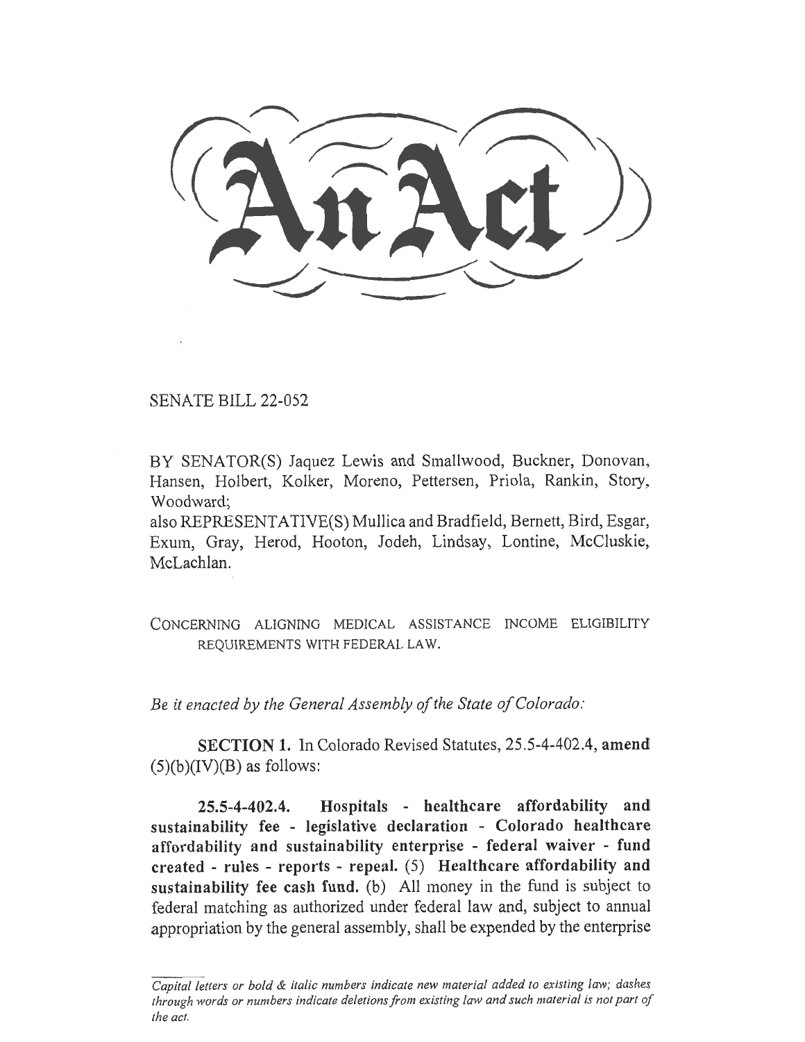# An Act

SENATE BILL 22-052

BY SENATOR(S) Jaquez Lewis and Smallwood, Buckner, Donovan, Hansen, Holbert, Kolker, Moreno, Pettersen, Priola, Rankin, Story, Woodward;
also REPRESENTATIVE(S) Mullica and Bradfield, Bernett, Bird, Esgar, Exum, Gray, Herod, Hooton, Jodeh, Lindsay, Lontine, McCluskie, McLachlan.

CONCERNING ALIGNING MEDICAL ASSISTANCE INCOME ELIGIBILITY REQUIREMENTS WITH FEDERAL LAW.

*Be it enacted by the General Assembly of the State of Colorado:*

**SECTION 1.** In Colorado Revised Statutes, 25.5-4-402.4, **amend** (5)(b)(IV)(B) as follows:

**25.5-4-402.4. Hospitals - healthcare affordability and sustainability fee - legislative declaration - Colorado healthcare affordability and sustainability enterprise - federal waiver - fund created - rules - reports - repeal.** (5) **Healthcare affordability and sustainability fee cash fund.** (b) All money in the fund is subject to federal matching as authorized under federal law and, subject to annual appropriation by the general assembly, shall be expended by the enterprise

*Capital letters or bold & italic numbers indicate new material added to existing law; dashes through words or numbers indicate deletions from existing law and such material is not part of the act.*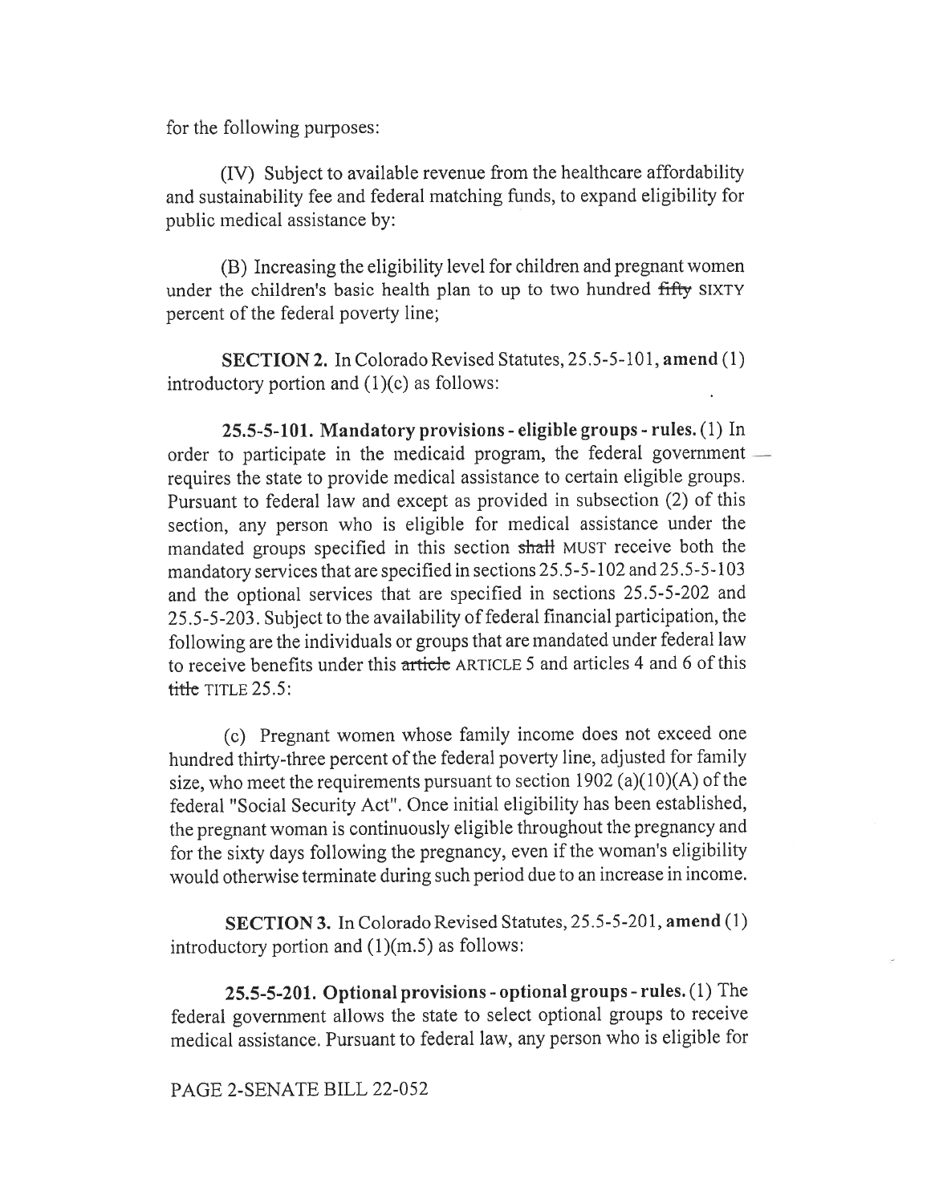for the following purposes:

(IV) Subject to available revenue from the healthcare affordability and sustainability fee and federal matching funds, to expand eligibility for public medical assistance by:

(B) Increasing the eligibility level for children and pregnant women under the children's basic health plan to up to two hundred ~~fifty~~ SIXTY percent of the federal poverty line;

**SECTION 2.** In Colorado Revised Statutes, 25.5-5-101, **amend** (1) introductory portion and (1)(c) as follows:

**25.5-5-101. Mandatory provisions - eligible groups - rules.** (1) In order to participate in the medicaid program, the federal government requires the state to provide medical assistance to certain eligible groups. Pursuant to federal law and except as provided in subsection (2) of this section, any person who is eligible for medical assistance under the mandated groups specified in this section ~~shall~~ MUST receive both the mandatory services that are specified in sections 25.5-5-102 and 25.5-5-103 and the optional services that are specified in sections 25.5-5-202 and 25.5-5-203. Subject to the availability of federal financial participation, the following are the individuals or groups that are mandated under federal law to receive benefits under this ~~article~~ ARTICLE 5 and articles 4 and 6 of this ~~title~~ TITLE 25.5:

(c) Pregnant women whose family income does not exceed one hundred thirty-three percent of the federal poverty line, adjusted for family size, who meet the requirements pursuant to section 1902 (a)(10)(A) of the federal "Social Security Act". Once initial eligibility has been established, the pregnant woman is continuously eligible throughout the pregnancy and for the sixty days following the pregnancy, even if the woman's eligibility would otherwise terminate during such period due to an increase in income.

**SECTION 3.** In Colorado Revised Statutes, 25.5-5-201, **amend** (1) introductory portion and (1)(m.5) as follows:

**25.5-5-201. Optional provisions - optional groups - rules.** (1) The federal government allows the state to select optional groups to receive medical assistance. Pursuant to federal law, any person who is eligible for

PAGE 2-SENATE BILL 22-052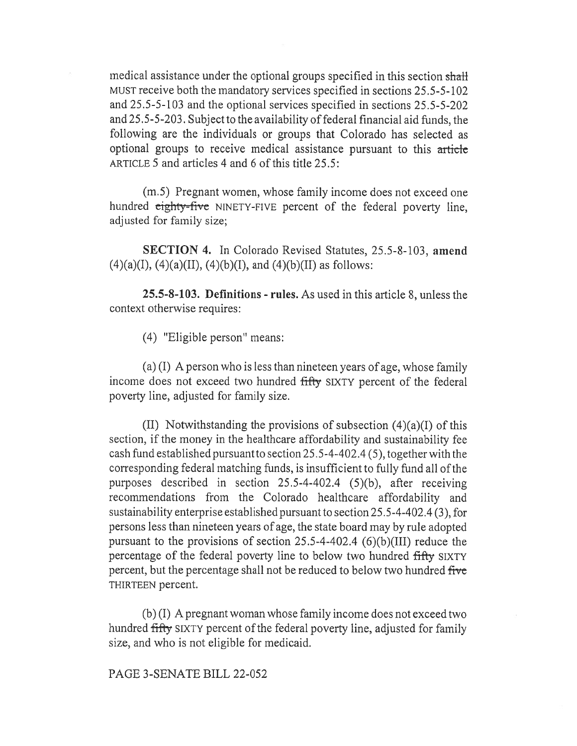medical assistance under the optional groups specified in this section ~~shall~~ MUST receive both the mandatory services specified in sections 25.5-5-102 and 25.5-5-103 and the optional services specified in sections 25.5-5-202 and 25.5-5-203. Subject to the availability of federal financial aid funds, the following are the individuals or groups that Colorado has selected as optional groups to receive medical assistance pursuant to this ~~article~~ ARTICLE 5 and articles 4 and 6 of this title 25.5:

(m.5) Pregnant women, whose family income does not exceed one hundred ~~eighty-five~~ NINETY-FIVE percent of the federal poverty line, adjusted for family size;

**SECTION 4.** In Colorado Revised Statutes, 25.5-8-103, **amend** (4)(a)(I), (4)(a)(II), (4)(b)(I), and (4)(b)(II) as follows:

**25.5-8-103. Definitions - rules.** As used in this article 8, unless the context otherwise requires:

(4) "Eligible person" means:

(a) (I) A person who is less than nineteen years of age, whose family income does not exceed two hundred ~~fifty~~ SIXTY percent of the federal poverty line, adjusted for family size.

(II) Notwithstanding the provisions of subsection (4)(a)(I) of this section, if the money in the healthcare affordability and sustainability fee cash fund established pursuant to section 25.5-4-402.4 (5), together with the corresponding federal matching funds, is insufficient to fully fund all of the purposes described in section 25.5-4-402.4 (5)(b), after receiving recommendations from the Colorado healthcare affordability and sustainability enterprise established pursuant to section 25.5-4-402.4 (3), for persons less than nineteen years of age, the state board may by rule adopted pursuant to the provisions of section 25.5-4-402.4 (6)(b)(III) reduce the percentage of the federal poverty line to below two hundred ~~fifty~~ SIXTY percent, but the percentage shall not be reduced to below two hundred ~~five~~ THIRTEEN percent.

(b) (I) A pregnant woman whose family income does not exceed two hundred ~~fifty~~ SIXTY percent of the federal poverty line, adjusted for family size, and who is not eligible for medicaid.

PAGE 3-SENATE BILL 22-052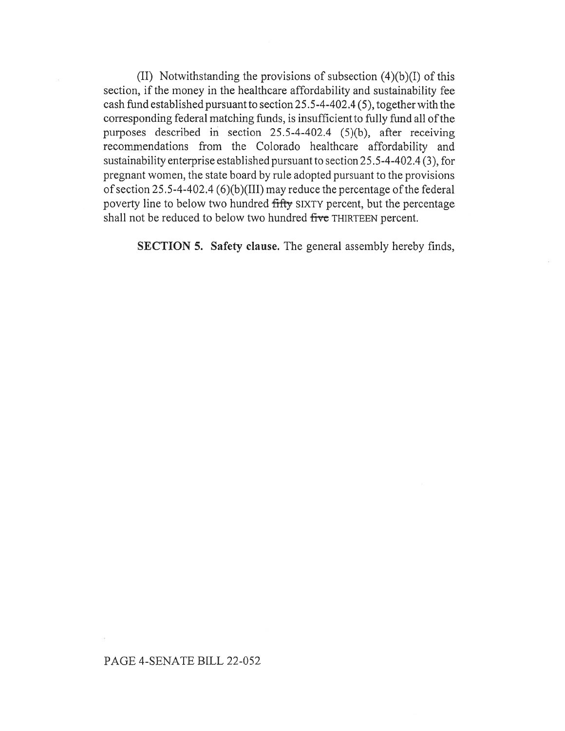(II) Notwithstanding the provisions of subsection (4)(b)(I) of this section, if the money in the healthcare affordability and sustainability fee cash fund established pursuant to section 25.5-4-402.4 (5), together with the corresponding federal matching funds, is insufficient to fully fund all of the purposes described in section 25.5-4-402.4 (5)(b), after receiving recommendations from the Colorado healthcare affordability and sustainability enterprise established pursuant to section 25.5-4-402.4 (3), for pregnant women, the state board by rule adopted pursuant to the provisions of section 25.5-4-402.4 (6)(b)(III) may reduce the percentage of the federal poverty line to below two hundred ~~fifty~~ SIXTY percent, but the percentage shall not be reduced to below two hundred ~~five~~ THIRTEEN percent.

**SECTION 5. Safety clause.** The general assembly hereby finds,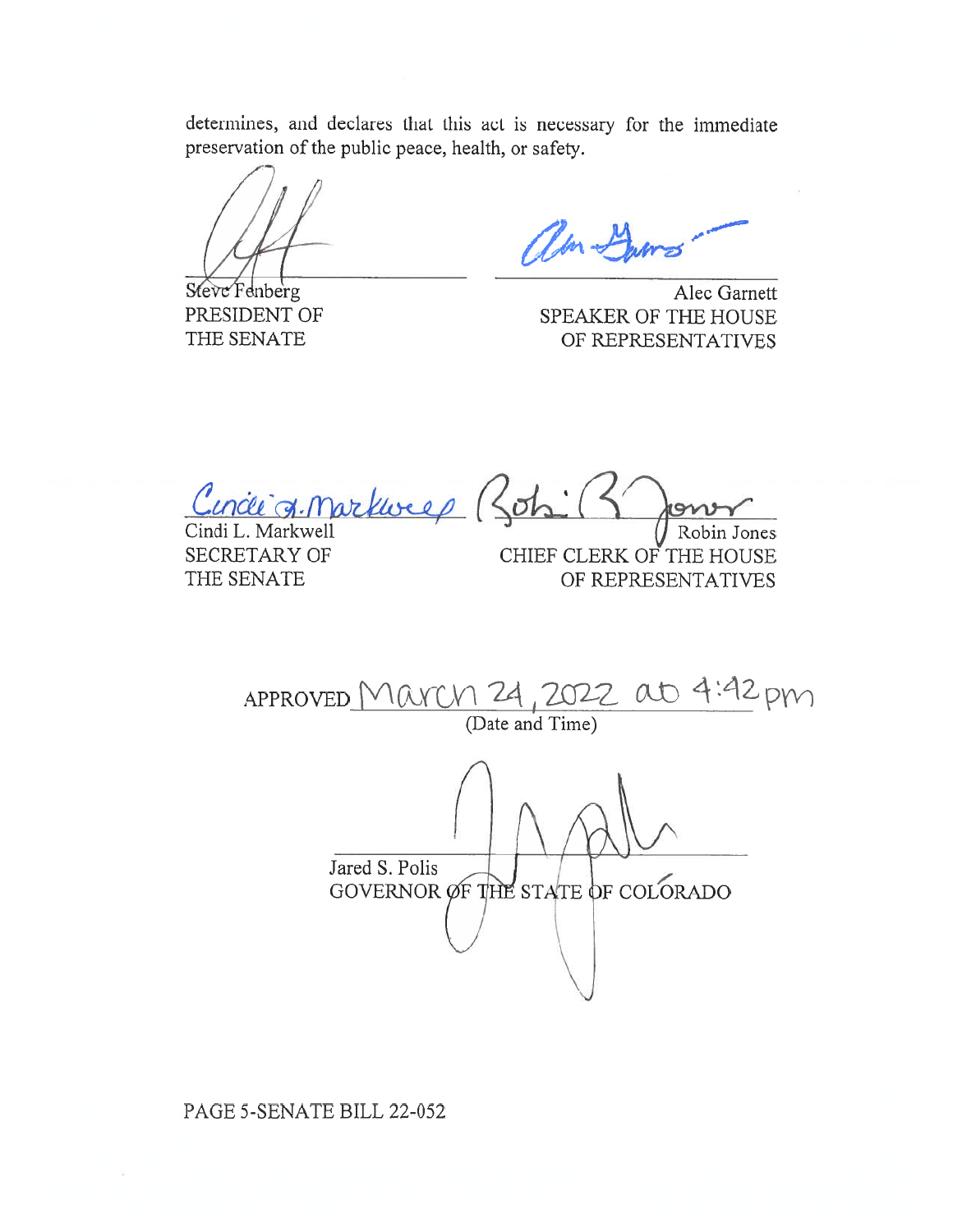determines, and declares that this act is necessary for the immediate preservation of the public peace, health, or safety.

Steve Fenberg
PRESIDENT OF
THE SENATE

Alec Garnett
SPEAKER OF THE HOUSE
OF REPRESENTATIVES

Cindi L. Markwell
SECRETARY OF
THE SENATE

Robin Jones
CHIEF CLERK OF THE HOUSE
OF REPRESENTATIVES

APPROVED March 24, 2022 at 4:42 pm
(Date and Time)

Jared S. Polis
GOVERNOR OF THE STATE OF COLORADO

PAGE 5-SENATE BILL 22-052